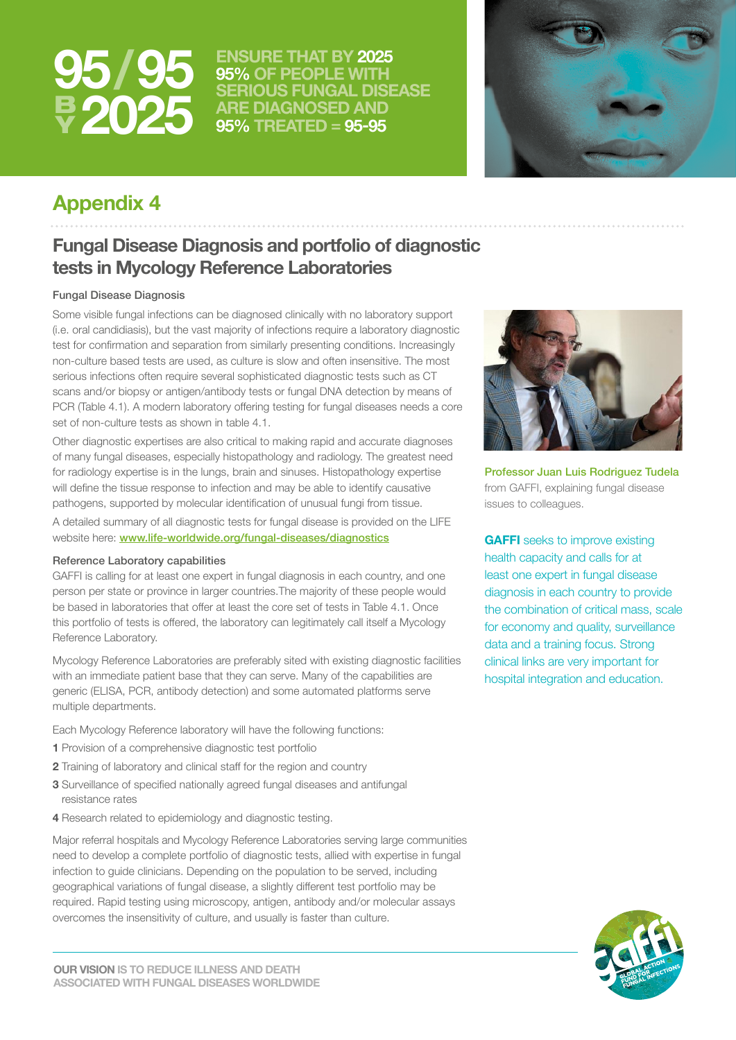# 95/95 BY 2025

**ENSURE THAT BY 2025 95% OF PEOPLE WITH SERIOUS FUNGAL DISEASE ARE DIAGNOSED AND 95% TREATED = 95-95**

## Appendix 4

## Fungal Disease Diagnosis and portfolio of diagnostic tests in Mycology Reference Laboratories

### Fungal Disease Diagnosis

Some visible fungal infections can be diagnosed clinically with no laboratory support (i.e. oral candidiasis), but the vast majority of infections require a laboratory diagnostic test for confirmation and separation from similarly presenting conditions. Increasingly non-culture based tests are used, as culture is slow and often insensitive. The most serious infections often require several sophisticated diagnostic tests such as CT scans and/or biopsy or antigen/antibody tests or fungal DNA detection by means of PCR (Table 4.1). A modern laboratory offering testing for fungal diseases needs a core set of non-culture tests as shown in table 4.1.

Other diagnostic expertises are also critical to making rapid and accurate diagnoses of many fungal diseases, especially histopathology and radiology. The greatest need for radiology expertise is in the lungs, brain and sinuses. Histopathology expertise will define the tissue response to infection and may be able to identify causative pathogens, supported by molecular identification of unusual fungi from tissue.

A detailed summary of all diagnostic tests for fungal disease is provided on the LIFE website here: www.life-worldwide.org/fungal-diseases/diagnostics

### Reference Laboratory capabilities

GAFFI is calling for at least one expert in fungal diagnosis in each country, and one person per state or province in larger countries.The majority of these people would be based in laboratories that offer at least the core set of tests in Table 4.1. Once this portfolio of tests is offered, the laboratory can legitimately call itself a Mycology Reference Laboratory.

Mycology Reference Laboratories are preferably sited with existing diagnostic facilities with an immediate patient base that they can serve. Many of the capabilities are generic (ELISA, PCR, antibody detection) and some automated platforms serve multiple departments.

Each Mycology Reference laboratory will have the following functions:

**1** Provision of a comprehensive diagnostic test portfolio

**2** Training of laboratory and clinical staff for the region and country

**3** Surveillance of specified nationally agreed fungal diseases and antifungal resistance rates

**4** Research related to epidemiology and diagnostic testing.

Major referral hospitals and Mycology Reference Laboratories serving large communities need to develop a complete portfolio of diagnostic tests, allied with expertise in fungal infection to guide clinicians. Depending on the population to be served, including geographical variations of fungal disease, a slightly different test portfolio may be required. Rapid testing using microscopy, antigen, antibody and/or molecular assays overcomes the insensitivity of culture, and usually is faster than culture.

**Professor Juan Luis Rodriguez Tudela** from GAFFI, explaining fungal disease issues to colleagues.

**GAFFI** seeks to improve existing health capacity and calls for at least one expert in fungal disease diagnosis in each country to provide the combination of critical mass, scale for economy and quality, surveillance data and a training focus. Strong clinical links are very important for hospital integration and education.

**OUR VISION** IS TO REDUCE ILLNESS AND DEATH ASSOCIATED WITH FUNGAL DISEASES WORLDWIDE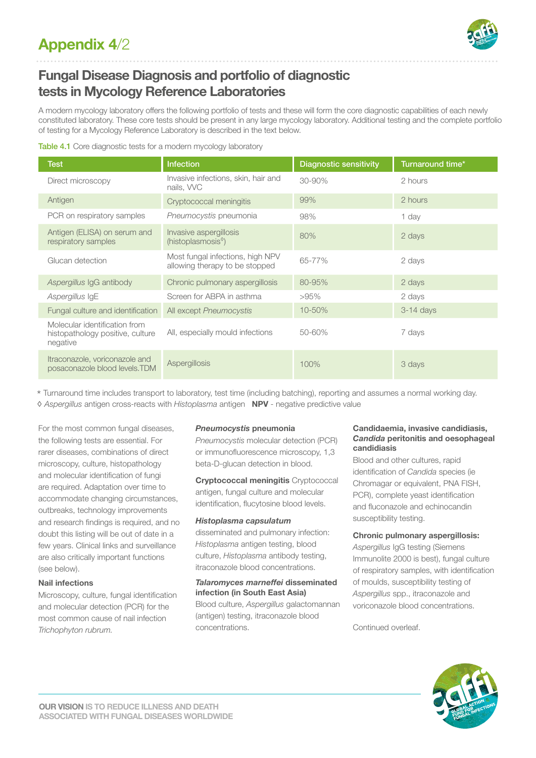# Appendix 4/2

## Fungal Disease Diagnosis and portfolio of diagnostic tests in Mycology Reference Laboratories

A modern mycology laboratory offers the following portfolio of tests and these will form the core diagnostic capabilities of each newly constituted laboratory. These core tests should be present in any large mycology laboratory. Additional testing and the complete portfolio of testing for a Mycology Reference Laboratory is described in the text below.

**Table 4.1** Core diagnostic tests for a modern mycology laboratory

| Test | Infection | Diagnostic sensitivity | Turnaround time* |
|---|---|---|---|
| Direct microscopy | Invasive infections, skin, hair and nails, VVC | 30-90% | 2 hours |
| Antigen | Cryptococcal meningitis | 99% | 2 hours |
| PCR on respiratory samples | *Pneumocystis* pneumonia | 98% | 1 day |
| Antigen (ELISA) on serum and respiratory samples | Invasive aspergillosis (histoplasmosis◊) | 80% | 2 days |
| Glucan detection | Most fungal infections, high NPV allowing therapy to be stopped | 65-77% | 2 days |
| *Aspergillus* IgG antibody | Chronic pulmonary aspergillosis | 80-95% | 2 days |
| *Aspergillus* IgE | Screen for ABPA in asthma | >95% | 2 days |
| Fungal culture and identification | All except *Pneumocystis* | 10-50% | 3-14 days |
| Molecular identification from histopathology positive, culture negative | All, especially mould infections | 50-60% | 7 days |
| Itraconazole, voriconazole and posaconazole blood levels.TDM | Aspergillosis | 100% | 3 days |

\* Turnaround time includes transport to laboratory, test time (including batching), reporting and assumes a normal working day.
◊ *Aspergillus* antigen cross-reacts with *Histoplasma* antigen **NPV** - negative predictive value

For the most common fungal diseases, the following tests are essential. For rarer diseases, combinations of direct microscopy, culture, histopathology and molecular identification of fungi are required. Adaptation over time to accommodate changing circumstances, outbreaks, technology improvements and research findings is required, and no doubt this listing will be out of date in a few years. Clinical links and surveillance are also critically important functions (see below).

**Nail infections**
Microscopy, culture, fungal identification and molecular detection (PCR) for the most common cause of nail infection *Trichophyton rubrum.*

***Pneumocystis* pneumonia**
*Pneumocystis* molecular detection (PCR) or immunofluorescence microscopy, 1,3 beta-D-glucan detection in blood.

**Cryptococcal meningitis** Cryptococcal antigen, fungal culture and molecular identification, flucytosine blood levels.

***Histoplasma capsulatum***
disseminated and pulmonary infection: *Histoplasma* antigen testing, blood culture, *Histoplasma* antibody testing, itraconazole blood concentrations.

***Talaromyces marneffei* disseminated infection (in South East Asia)**
Blood culture, *Aspergillus* galactomannan (antigen) testing, itraconazole blood concentrations.

**Candidaemia, invasive candidiasis, *Candida* peritonitis and oesophageal candidiasis**
Blood and other cultures, rapid identification of *Candida* species (ie Chromagar or equivalent, PNA FISH, PCR), complete yeast identification and fluconazole and echinocandin susceptibility testing.

**Chronic pulmonary aspergillosis:**
*Aspergillus* IgG testing (Siemens Immunolite 2000 is best), fungal culture of respiratory samples, with identification of moulds, susceptibility testing of *Aspergillus* spp., itraconazole and voriconazole blood concentrations.

Continued overleaf.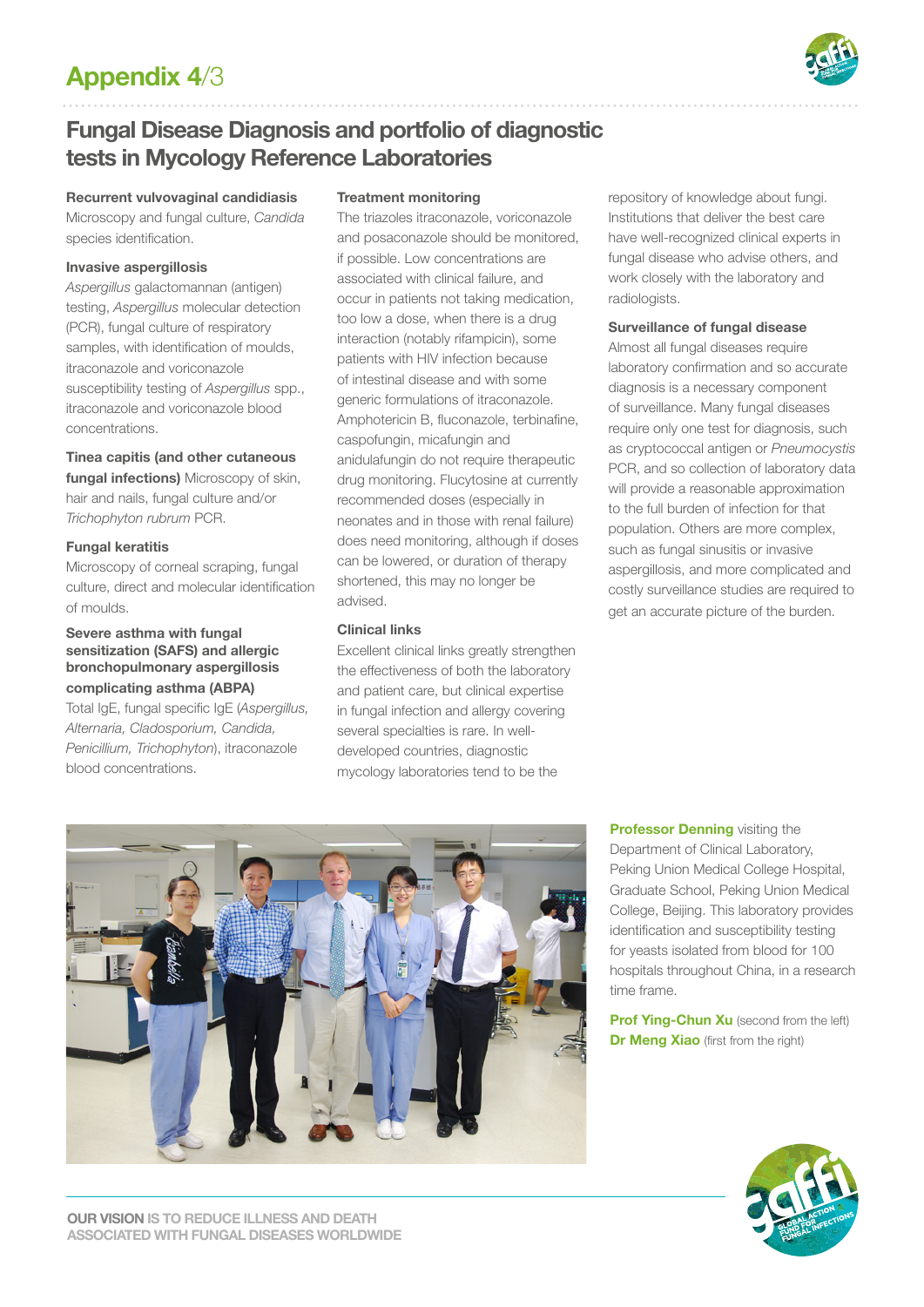# Appendix 4/3

## Fungal Disease Diagnosis and portfolio of diagnostic tests in Mycology Reference Laboratories

**Recurrent vulvovaginal candidiasis**
Microscopy and fungal culture, *Candida* species identification.

**Invasive aspergillosis**
*Aspergillus* galactomannan (antigen) testing, *Aspergillus* molecular detection (PCR), fungal culture of respiratory samples, with identification of moulds, itraconazole and voriconazole susceptibility testing of *Aspergillus* spp., itraconazole and voriconazole blood concentrations.

**Tinea capitis (and other cutaneous fungal infections)** Microscopy of skin, hair and nails, fungal culture and/or *Trichophyton rubrum* PCR.

**Fungal keratitis**
Microscopy of corneal scraping, fungal culture, direct and molecular identification of moulds.

**Severe asthma with fungal sensitization (SAFS) and allergic bronchopulmonary aspergillosis complicating asthma (ABPA)**
Total IgE, fungal specific IgE (*Aspergillus, Alternaria, Cladosporium, Candida, Penicillium, Trichophyton*), itraconazole blood concentrations.

**Treatment monitoring**
The triazoles itraconazole, voriconazole and posaconazole should be monitored, if possible. Low concentrations are associated with clinical failure, and occur in patients not taking medication, too low a dose, when there is a drug interaction (notably rifampicin), some patients with HIV infection because of intestinal disease and with some generic formulations of itraconazole. Amphotericin B, fluconazole, terbinafine, caspofungin, micafungin and anidulafungin do not require therapeutic drug monitoring. Flucytosine at currently recommended doses (especially in neonates and in those with renal failure) does need monitoring, although if doses can be lowered, or duration of therapy shortened, this may no longer be advised.

**Clinical links**
Excellent clinical links greatly strengthen the effectiveness of both the laboratory and patient care, but clinical expertise in fungal infection and allergy covering several specialties is rare. In well-developed countries, diagnostic mycology laboratories tend to be the repository of knowledge about fungi. Institutions that deliver the best care have well-recognized clinical experts in fungal disease who advise others, and work closely with the laboratory and radiologists.

**Surveillance of fungal disease**
Almost all fungal diseases require laboratory confirmation and so accurate diagnosis is a necessary component of surveillance. Many fungal diseases require only one test for diagnosis, such as cryptococcal antigen or *Pneumocystis* PCR, and so collection of laboratory data will provide a reasonable approximation to the full burden of infection for that population. Others are more complex, such as fungal sinusitis or invasive aspergillosis, and more complicated and costly surveillance studies are required to get an accurate picture of the burden.

**Professor Denning** visiting the Department of Clinical Laboratory, Peking Union Medical College Hospital, Graduate School, Peking Union Medical College, Beijing. This laboratory provides identification and susceptibility testing for yeasts isolated from blood for 100 hospitals throughout China, in a research time frame.

**Prof Ying-Chun Xu** (second from the left)
**Dr Meng Xiao** (first from the right)

**OUR VISION** IS TO REDUCE ILLNESS AND DEATH ASSOCIATED WITH FUNGAL DISEASES WORLDWIDE